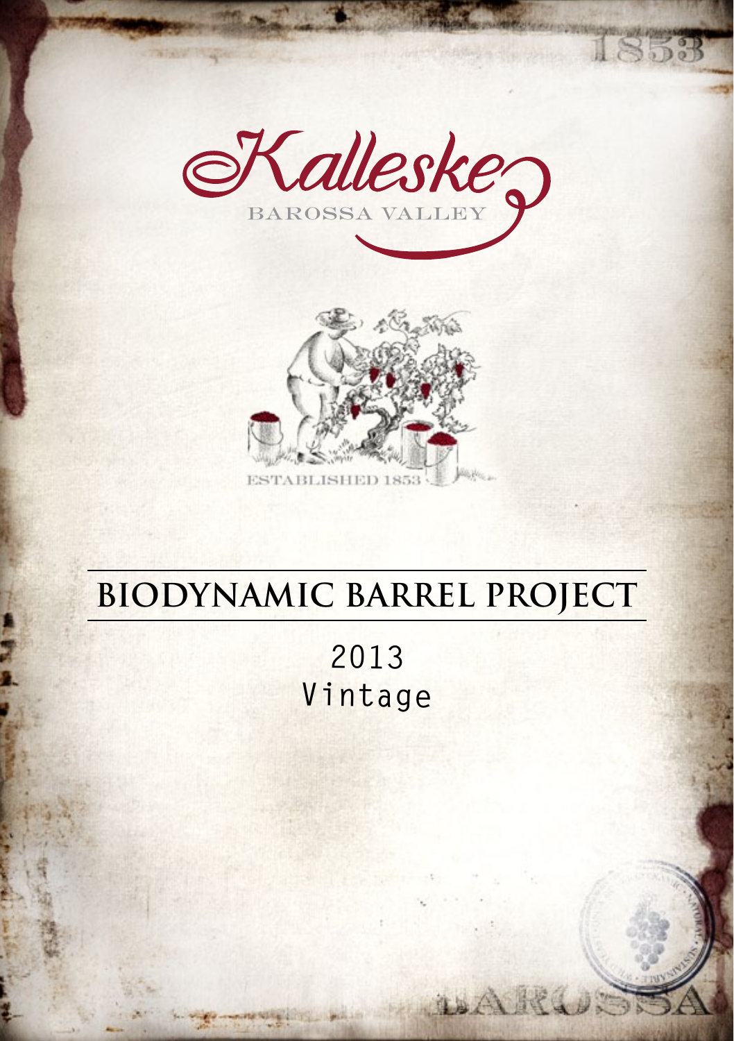Kalleske

BAROSSA VALLEY

ESTABLISHED 1853

# BIODYNAMIC BARREL PROJECT

2013
Vintage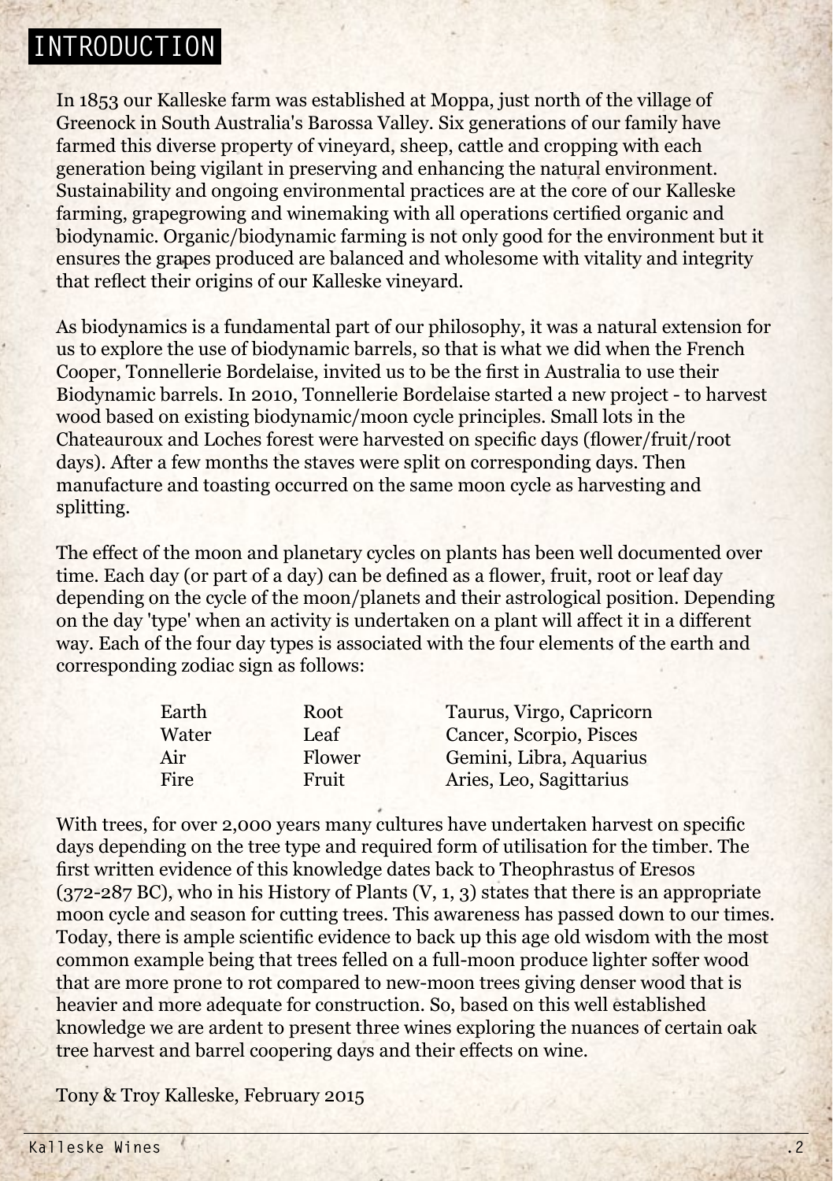# INTRODUCTION

In 1853 our Kalleske farm was established at Moppa, just north of the village of Greenock in South Australia's Barossa Valley. Six generations of our family have farmed this diverse property of vineyard, sheep, cattle and cropping with each generation being vigilant in preserving and enhancing the natural environment. Sustainability and ongoing environmental practices are at the core of our Kalleske farming, grapegrowing and winemaking with all operations certified organic and biodynamic. Organic/biodynamic farming is not only good for the environment but it ensures the grapes produced are balanced and wholesome with vitality and integrity that reflect their origins of our Kalleske vineyard.

As biodynamics is a fundamental part of our philosophy, it was a natural extension for us to explore the use of biodynamic barrels, so that is what we did when the French Cooper, Tonnellerie Bordelaise, invited us to be the first in Australia to use their Biodynamic barrels. In 2010, Tonnellerie Bordelaise started a new project - to harvest wood based on existing biodynamic/moon cycle principles. Small lots in the Chateauroux and Loches forest were harvested on specific days (flower/fruit/root days). After a few months the staves were split on corresponding days. Then manufacture and toasting occurred on the same moon cycle as harvesting and splitting.

The effect of the moon and planetary cycles on plants has been well documented over time. Each day (or part of a day) can be defined as a flower, fruit, root or leaf day depending on the cycle of the moon/planets and their astrological position. Depending on the day 'type' when an activity is undertaken on a plant will affect it in a different way. Each of the four day types is associated with the four elements of the earth and corresponding zodiac sign as follows:

| | | |
|---|---|---|
| Earth | Root | Taurus, Virgo, Capricorn |
| Water | Leaf | Cancer, Scorpio, Pisces |
| Air | Flower | Gemini, Libra, Aquarius |
| Fire | Fruit | Aries, Leo, Sagittarius |

With trees, for over 2,000 years many cultures have undertaken harvest on specific days depending on the tree type and required form of utilisation for the timber. The first written evidence of this knowledge dates back to Theophrastus of Eresos (372-287 BC), who in his History of Plants (V, 1, 3) states that there is an appropriate moon cycle and season for cutting trees. This awareness has passed down to our times. Today, there is ample scientific evidence to back up this age old wisdom with the most common example being that trees felled on a full-moon produce lighter softer wood that are more prone to rot compared to new-moon trees giving denser wood that is heavier and more adequate for construction. So, based on this well established knowledge we are ardent to present three wines exploring the nuances of certain oak tree harvest and barrel coopering days and their effects on wine.

Tony & Troy Kalleske, February 2015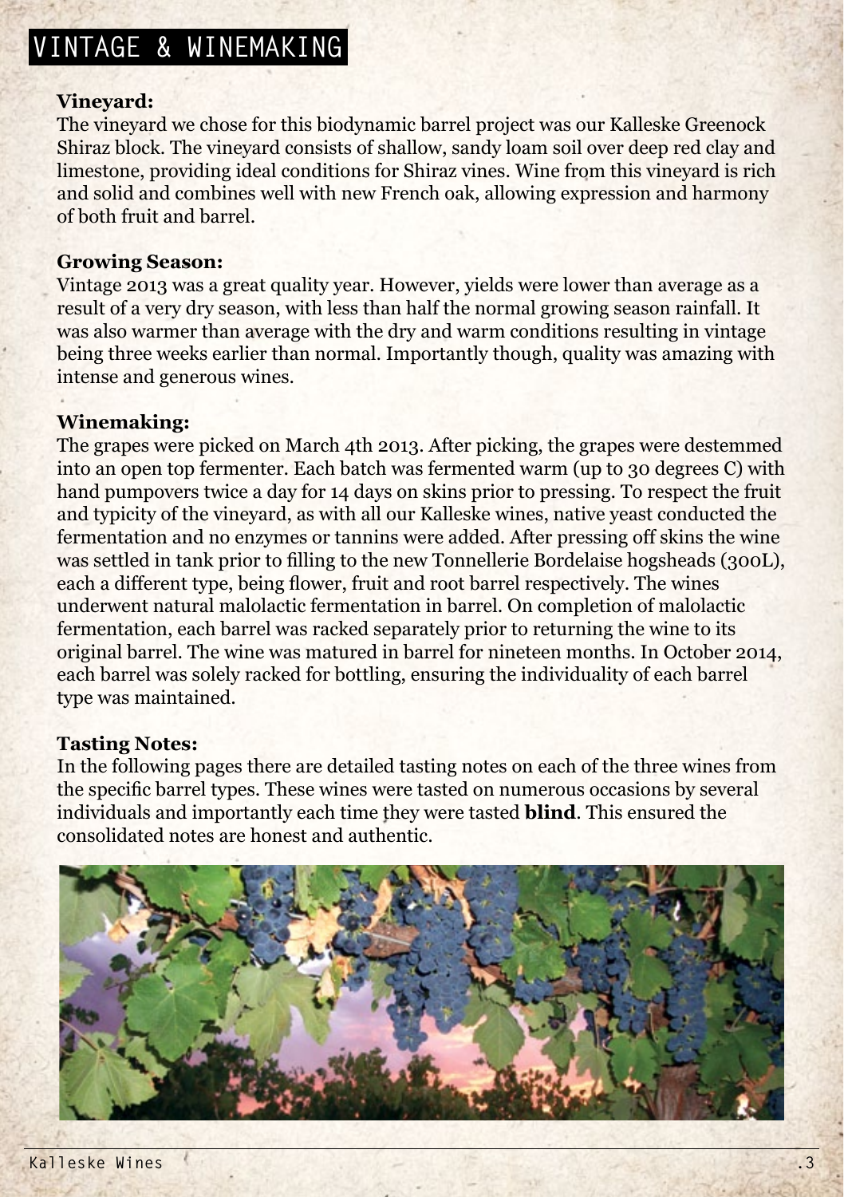# VINTAGE & WINEMAKING

**Vineyard:**
The vineyard we chose for this biodynamic barrel project was our Kalleske Greenock Shiraz block. The vineyard consists of shallow, sandy loam soil over deep red clay and limestone, providing ideal conditions for Shiraz vines. Wine from this vineyard is rich and solid and combines well with new French oak, allowing expression and harmony of both fruit and barrel.

**Growing Season:**
Vintage 2013 was a great quality year. However, yields were lower than average as a result of a very dry season, with less than half the normal growing season rainfall. It was also warmer than average with the dry and warm conditions resulting in vintage being three weeks earlier than normal. Importantly though, quality was amazing with intense and generous wines.

**Winemaking:**
The grapes were picked on March 4th 2013. After picking, the grapes were destemmed into an open top fermenter. Each batch was fermented warm (up to 30 degrees C) with hand pumpovers twice a day for 14 days on skins prior to pressing. To respect the fruit and typicity of the vineyard, as with all our Kalleske wines, native yeast conducted the fermentation and no enzymes or tannins were added. After pressing off skins the wine was settled in tank prior to filling to the new Tonnellerie Bordelaise hogsheads (300L), each a different type, being flower, fruit and root barrel respectively. The wines underwent natural malolactic fermentation in barrel. On completion of malolactic fermentation, each barrel was racked separately prior to returning the wine to its original barrel. The wine was matured in barrel for nineteen months. In October 2014, each barrel was solely racked for bottling, ensuring the individuality of each barrel type was maintained.

**Tasting Notes:**
In the following pages there are detailed tasting notes on each of the three wines from the specific barrel types. These wines were tasted on numerous occasions by several individuals and importantly each time they were tasted **blind**. This ensured the consolidated notes are honest and authentic.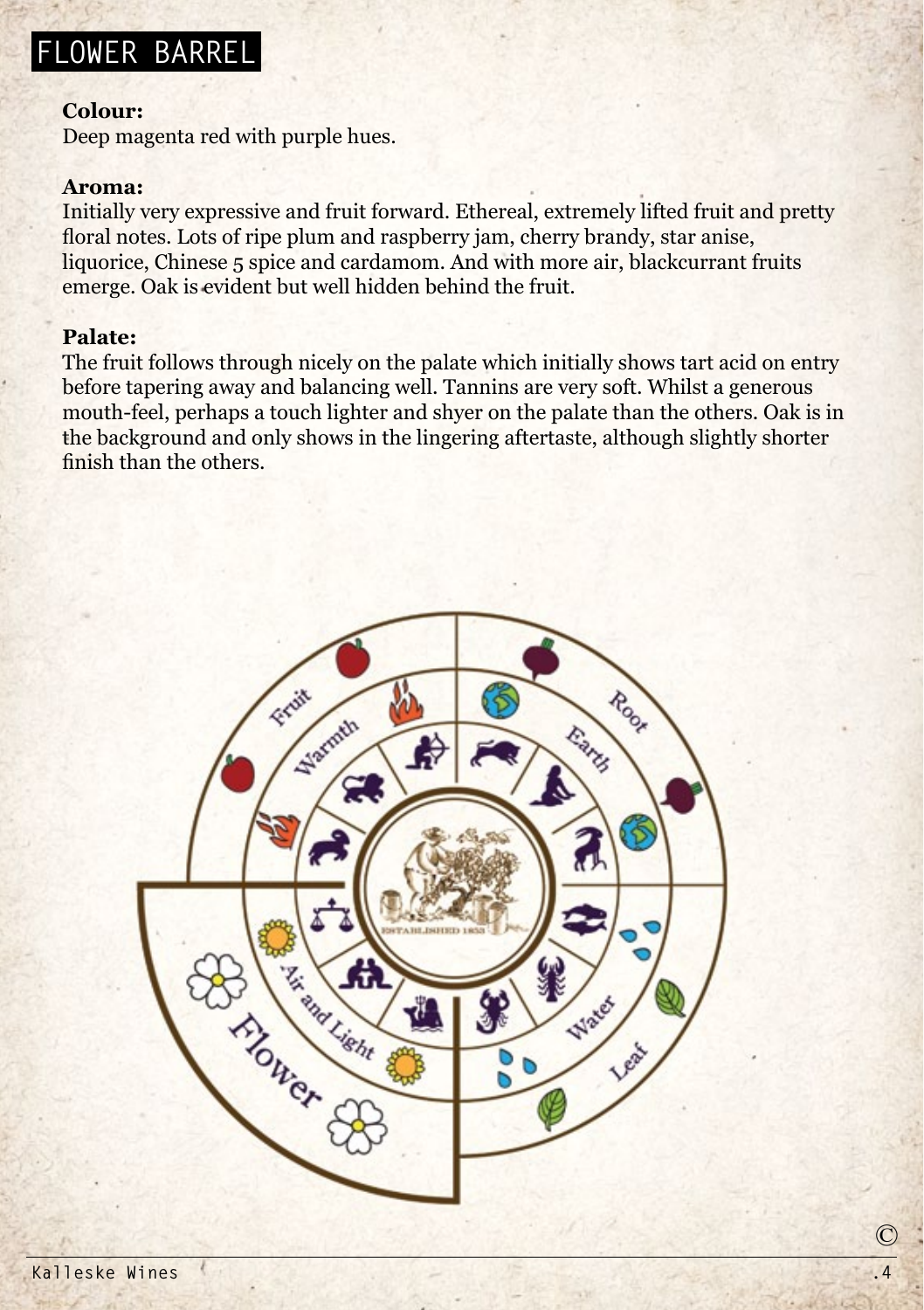# FLOWER BARREL

**Colour:**
Deep magenta red with purple hues.

**Aroma:**
Initially very expressive and fruit forward. Ethereal, extremely lifted fruit and pretty floral notes. Lots of ripe plum and raspberry jam, cherry brandy, star anise, liquorice, Chinese 5 spice and cardamom. And with more air, blackcurrant fruits emerge. Oak is evident but well hidden behind the fruit.

**Palate:**
The fruit follows through nicely on the palate which initially shows tart acid on entry before tapering away and balancing well. Tannins are very soft. Whilst a generous mouth-feel, perhaps a touch lighter and shyer on the palate than the others. Oak is in the background and only shows in the lingering aftertaste, although slightly shorter finish than the others.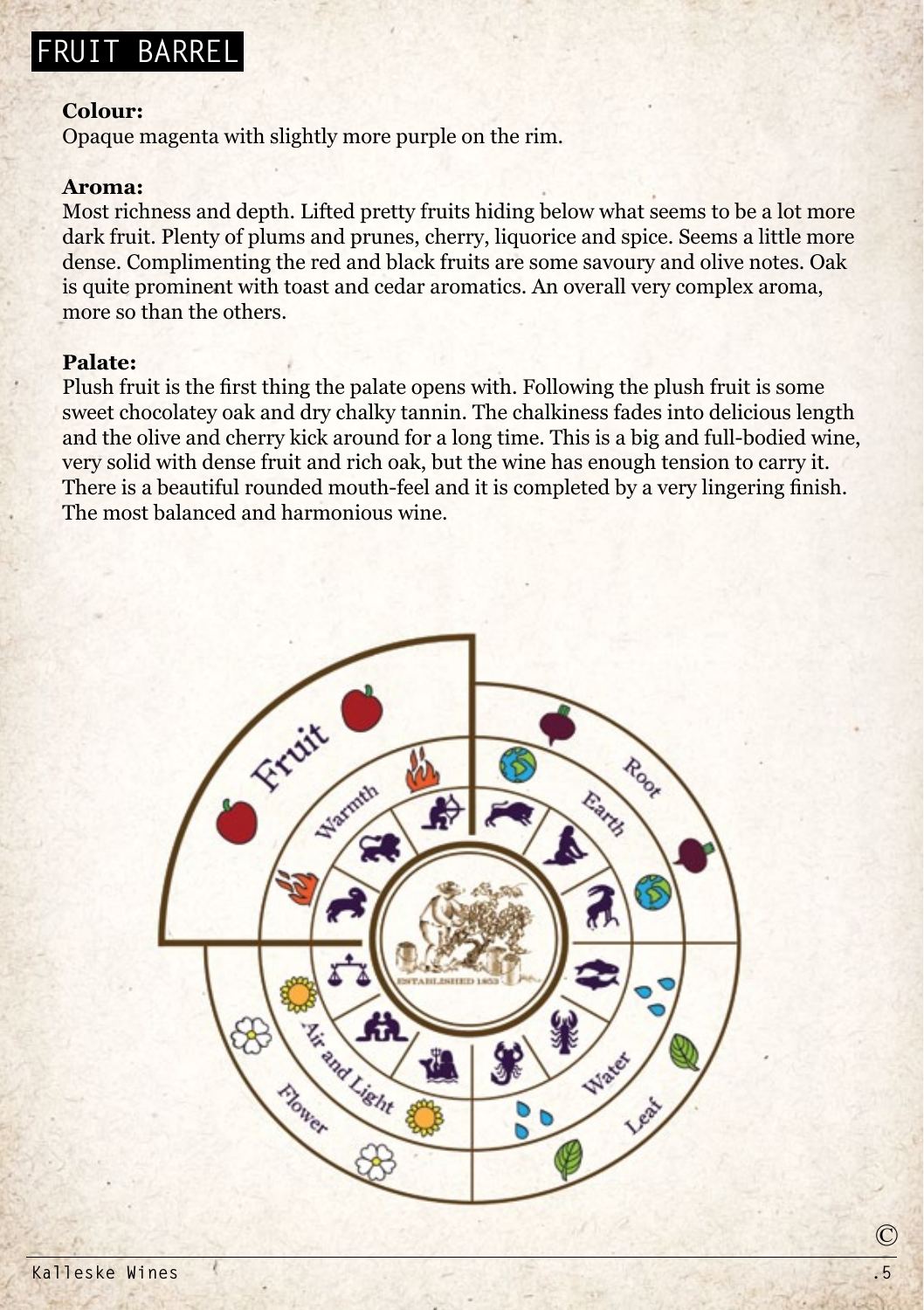# FRUIT BARREL

**Colour:**
Opaque magenta with slightly more purple on the rim.

**Aroma:**
Most richness and depth. Lifted pretty fruits hiding below what seems to be a lot more dark fruit. Plenty of plums and prunes, cherry, liquorice and spice. Seems a little more dense. Complimenting the red and black fruits are some savoury and olive notes. Oak is quite prominent with toast and cedar aromatics. An overall very complex aroma, more so than the others.

**Palate:**
Plush fruit is the first thing the palate opens with. Following the plush fruit is some sweet chocolatey oak and dry chalky tannin. The chalkiness fades into delicious length and the olive and cherry kick around for a long time. This is a big and full-bodied wine, very solid with dense fruit and rich oak, but the wine has enough tension to carry it. There is a beautiful rounded mouth-feel and it is completed by a very lingering finish. The most balanced and harmonious wine.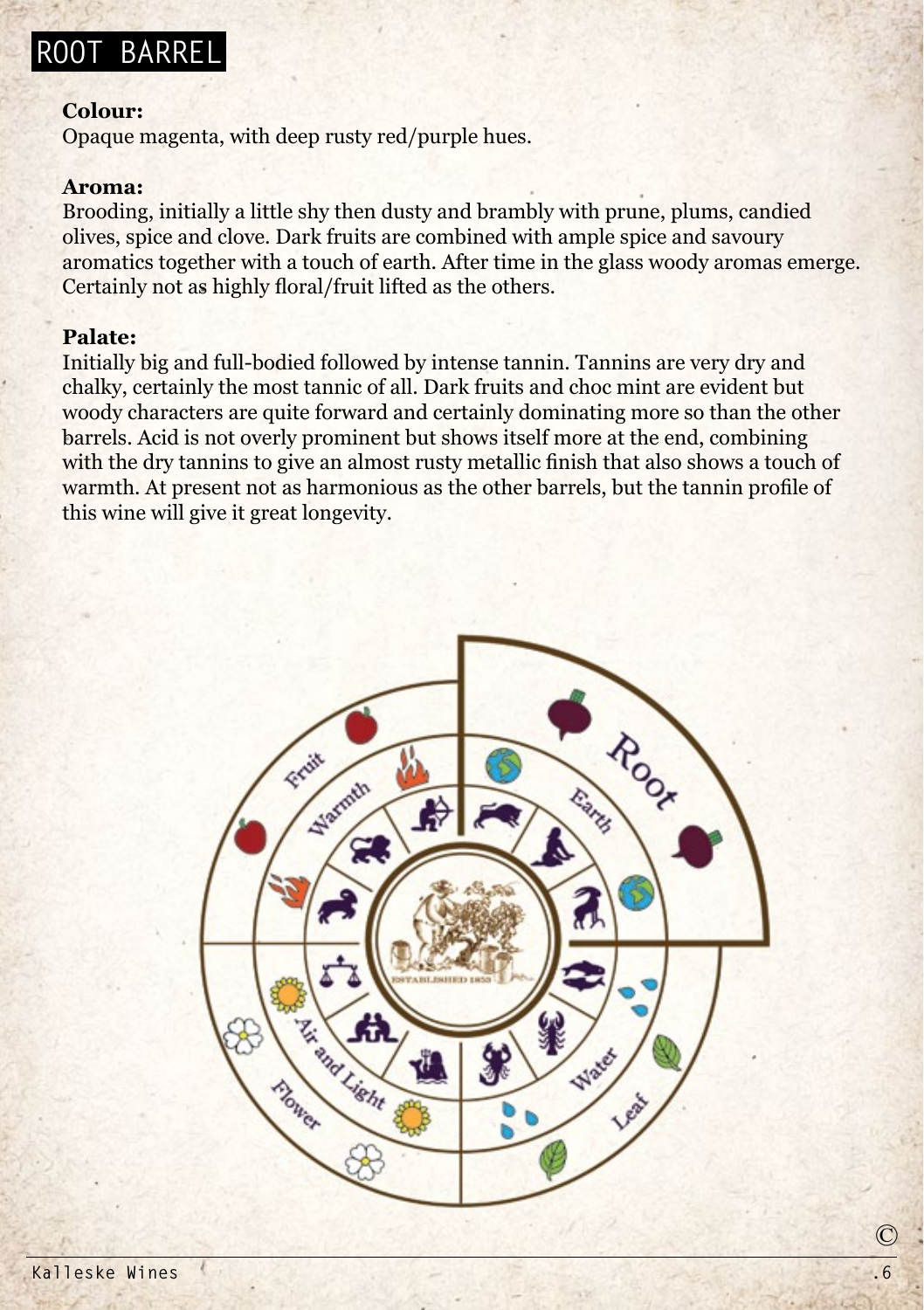# ROOT BARREL

**Colour:**
Opaque magenta, with deep rusty red/purple hues.

**Aroma:**
Brooding, initially a little shy then dusty and brambly with prune, plums, candied olives, spice and clove. Dark fruits are combined with ample spice and savoury aromatics together with a touch of earth. After time in the glass woody aromas emerge. Certainly not as highly floral/fruit lifted as the others.

**Palate:**
Initially big and full-bodied followed by intense tannin. Tannins are very dry and chalky, certainly the most tannic of all. Dark fruits and choc mint are evident but woody characters are quite forward and certainly dominating more so than the other barrels. Acid is not overly prominent but shows itself more at the end, combining with the dry tannins to give an almost rusty metallic finish that also shows a touch of warmth. At present not as harmonious as the other barrels, but the tannin profile of this wine will give it great longevity.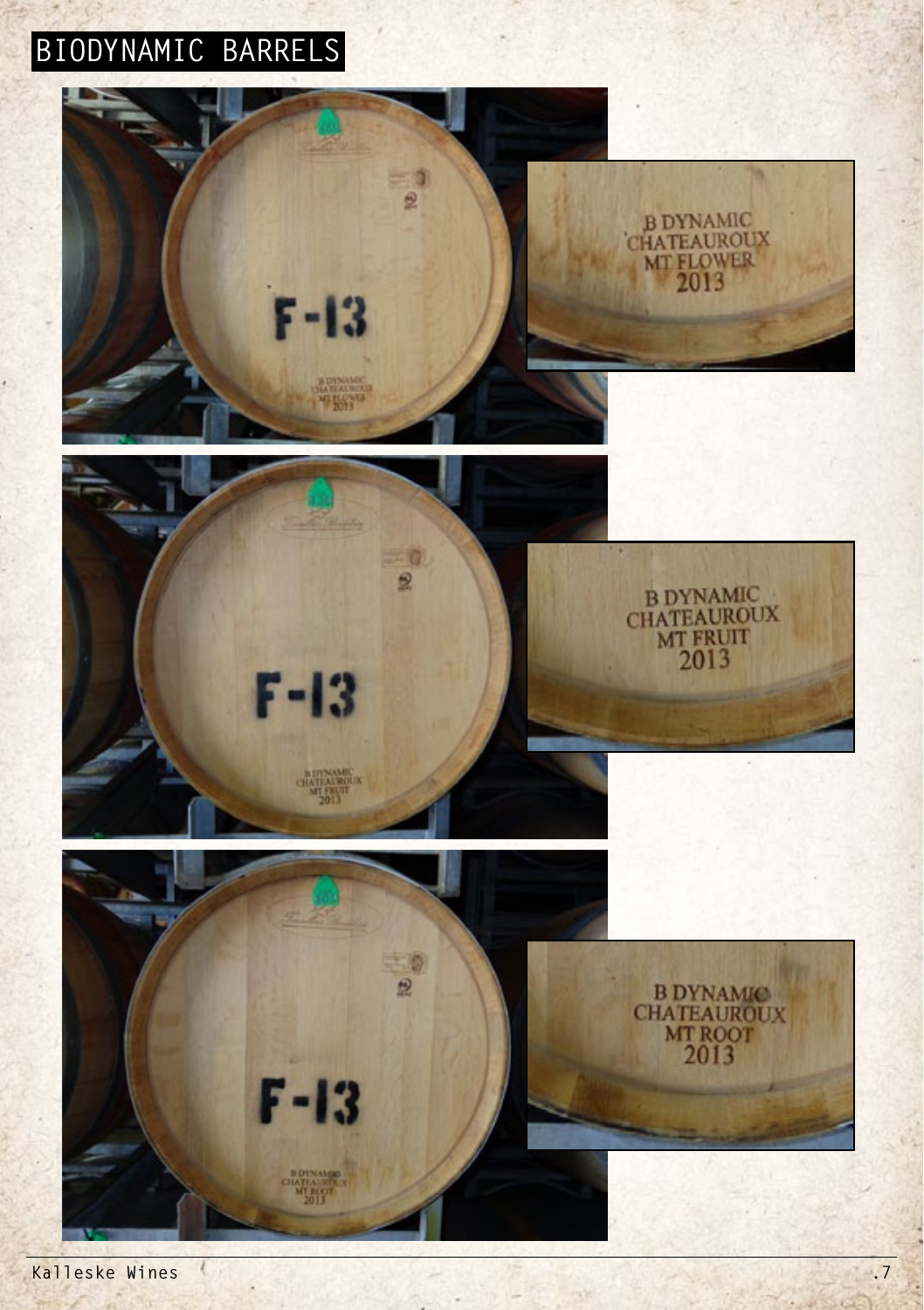# BIODYNAMIC BARRELS

F-13

B DYNAMIC
CHATEAUROUX
MT FLOWER
2013

F-13

B DYNAMIC
CHATEAUROUX
MT FRUIT
2013

F-13

B DYNAMIC
CHATEAUROUX
MT ROOT
2013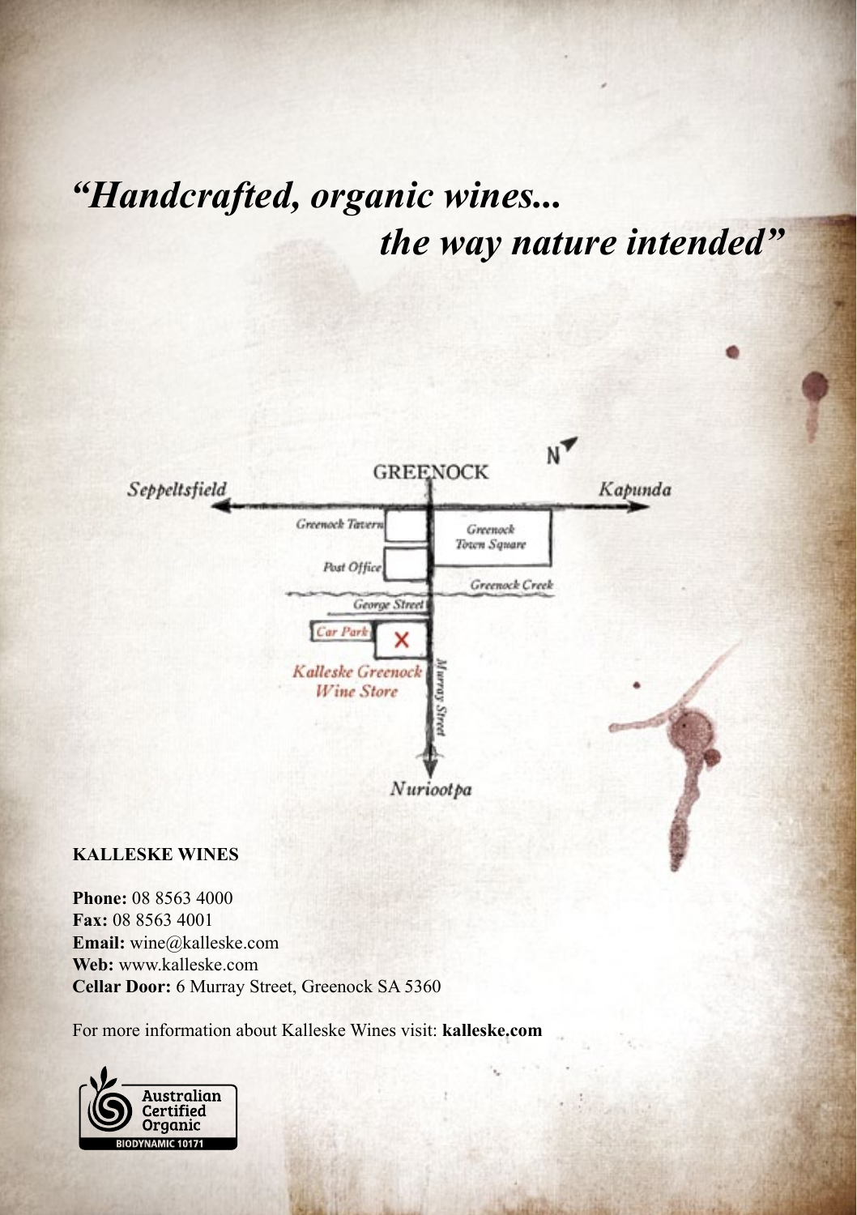*"Handcrafted, organic wines...*
*the way nature intended"*

N

GREENOCK

Seppeltsfield

Kapunda

Greenock Tavern

Greenock Town Square

Post Office

Greenock Creek

George Street

Car Park

Kalleske Greenock Wine Store

Murray Street

Nuriootpa

**KALLESKE WINES**

**Phone:** 08 8563 4000
**Fax:** 08 8563 4001
**Email:** wine@kalleske.com
**Web:** www.kalleske.com
**Cellar Door:** 6 Murray Street, Greenock SA 5360

For more information about Kalleske Wines visit: **kalleske.com**

Australian Certified Organic
BIODYNAMIC 10171